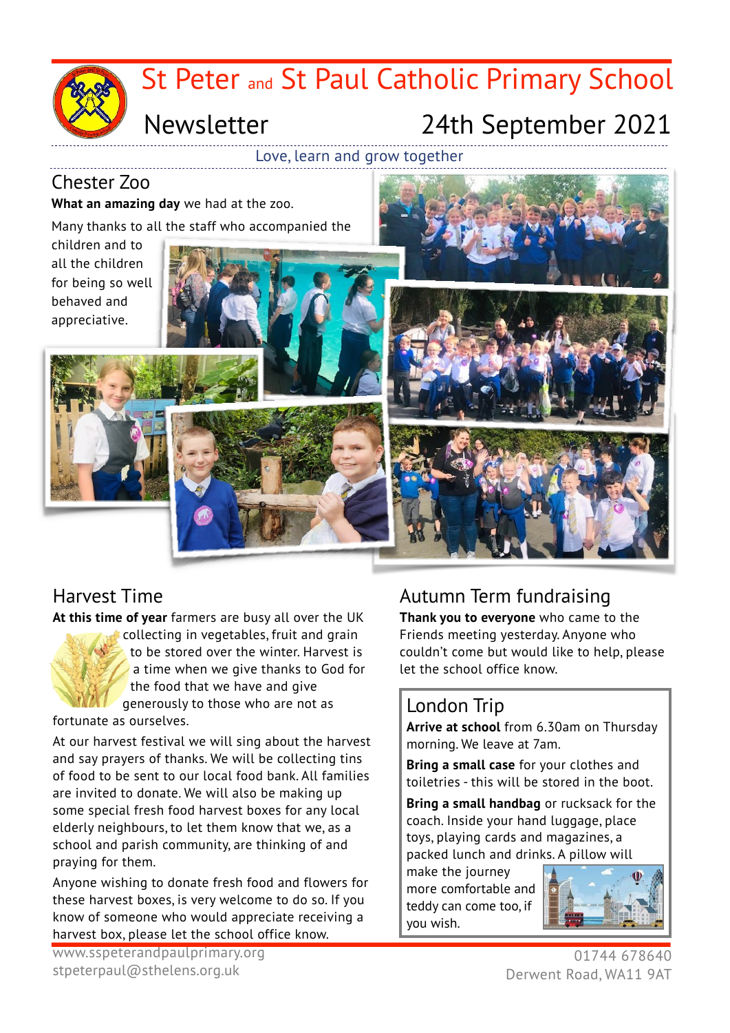# St Peter and St Paul Catholic Primary School

## Newsletter 24th September 2021

Love, learn and grow together

## Chester Zoo

**What an amazing day** we had at the zoo.

Many thanks to all the staff who accompanied the children and to all the children for being so well behaved and appreciative.

## Harvest Time

**At this time of year** farmers are busy all over the UK collecting in vegetables, fruit and grain to be stored over the winter. Harvest is a time when we give thanks to God for the food that we have and give generously to those who are not as fortunate as ourselves.

At our harvest festival we will sing about the harvest and say prayers of thanks. We will be collecting tins of food to be sent to our local food bank. All families are invited to donate. We will also be making up some special fresh food harvest boxes for any local elderly neighbours, to let them know that we, as a school and parish community, are thinking of and praying for them.

Anyone wishing to donate fresh food and flowers for these harvest boxes, is very welcome to do so. If you know of someone who would appreciate receiving a harvest box, please let the school office know.

## Autumn Term fundraising

**Thank you to everyone** who came to the Friends meeting yesterday. Anyone who couldn't come but would like to help, please let the school office know.

## London Trip

**Arrive at school** from 6.30am on Thursday morning. We leave at 7am.

**Bring a small case** for your clothes and toiletries - this will be stored in the boot.

**Bring a small handbag** or rucksack for the coach. Inside your hand luggage, place toys, playing cards and magazines, a packed lunch and drinks. A pillow will make the journey more comfortable and teddy can come too, if you wish.

www.sspeterandpaulprimary.org
stpeterpaul@sthelens.org.uk

01744 678640
Derwent Road, WA11 9AT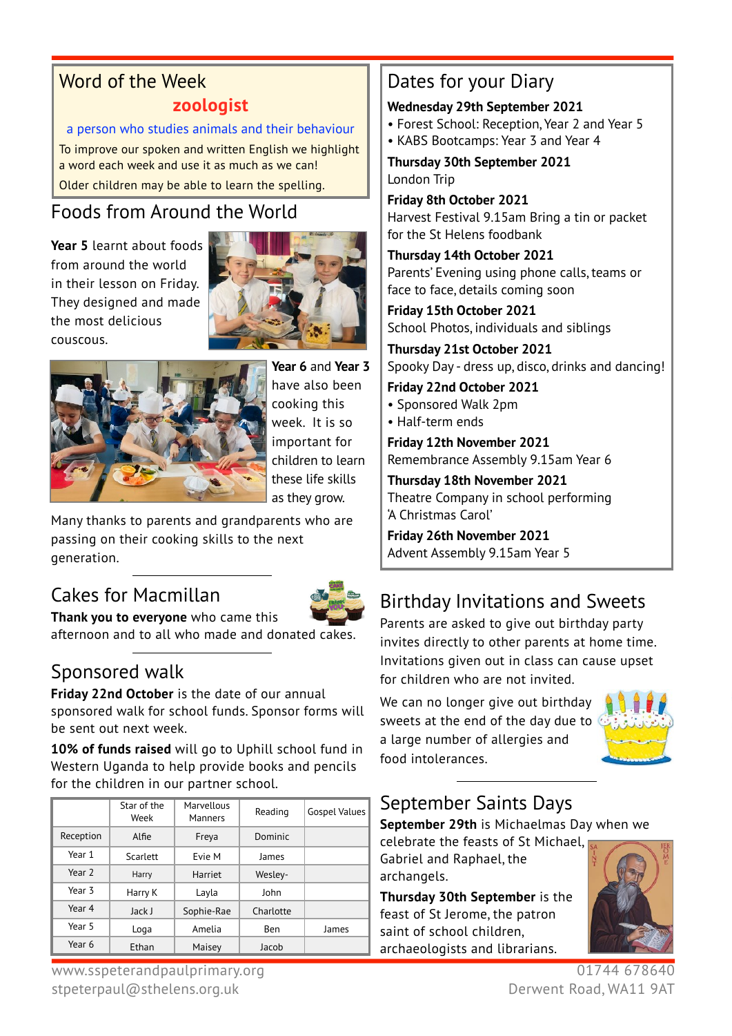## Word of the Week

**zoologist**

a person who studies animals and their behaviour

To improve our spoken and written English we highlight a word each week and use it as much as we can!

Older children may be able to learn the spelling.

## Foods from Around the World

**Year 5** learnt about foods from around the world in their lesson on Friday. They designed and made the most delicious couscous.

**Year 6** and **Year 3** have also been cooking this week. It is so important for children to learn these life skills as they grow.

Many thanks to parents and grandparents who are passing on their cooking skills to the next generation.

## Cakes for Macmillan

**Thank you to everyone** who came this afternoon and to all who made and donated cakes.

## Sponsored walk

**Friday 22nd October** is the date of our annual sponsored walk for school funds. Sponsor forms will be sent out next week.

**10% of funds raised** will go to Uphill school fund in Western Uganda to help provide books and pencils for the children in our partner school.

| | Star of the Week | Marvellous Manners | Reading | Gospel Values |
|---|---|---|---|---|
| Reception | Alfie | Freya | Dominic | |
| Year 1 | Scarlett | Evie M | James | |
| Year 2 | Harry | Harriet | Wesley- | |
| Year 3 | Harry K | Layla | John | |
| Year 4 | Jack J | Sophie-Rae | Charlotte | |
| Year 5 | Loga | Amelia | Ben | James |
| Year 6 | Ethan | Maisey | Jacob | |

## Dates for your Diary

**Wednesday 29th September 2021**
- Forest School: Reception, Year 2 and Year 5
- KABS Bootcamps: Year 3 and Year 4

**Thursday 30th September 2021**
London Trip

**Friday 8th October 2021**
Harvest Festival 9.15am Bring a tin or packet for the St Helens foodbank

**Thursday 14th October 2021**
Parents' Evening using phone calls, teams or face to face, details coming soon

**Friday 15th October 2021**
School Photos, individuals and siblings

**Thursday 21st October 2021**
Spooky Day - dress up, disco, drinks and dancing!

**Friday 22nd October 2021**
- Sponsored Walk 2pm
- Half-term ends

**Friday 12th November 2021**
Remembrance Assembly 9.15am Year 6

**Thursday 18th November 2021**
Theatre Company in school performing 'A Christmas Carol'

**Friday 26th November 2021**
Advent Assembly 9.15am Year 5

## Birthday Invitations and Sweets

Parents are asked to give out birthday party invites directly to other parents at home time. Invitations given out in class can cause upset for children who are not invited.

We can no longer give out birthday sweets at the end of the day due to a large number of allergies and food intolerances.

## September Saints Days

**September 29th** is Michaelmas Day when we celebrate the feasts of St Michael, Gabriel and Raphael, the archangels.

**Thursday 30th September** is the feast of St Jerome, the patron saint of school children, archaeologists and librarians.

www.sspeterandpaulprimary.org
stpeterpaul@sthelens.org.uk

01744 678640
Derwent Road, WA11 9AT